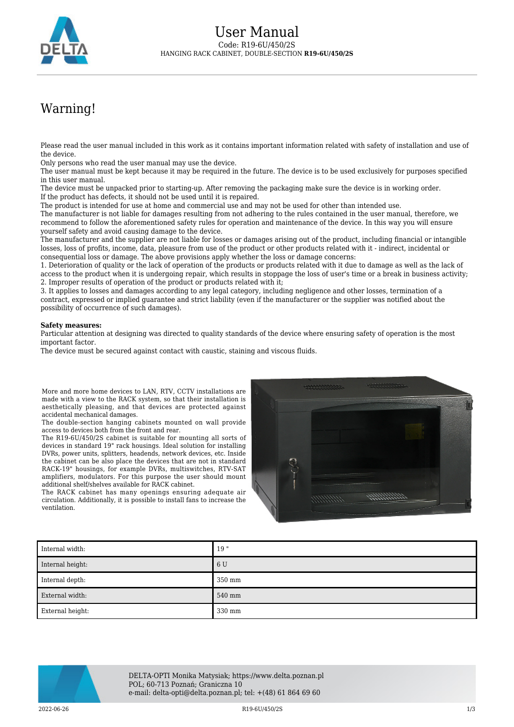# User Manual

Code: R19-6U/450/2S

HANGING RACK CABINET, DOUBLE-SECTION **R19-6U/450/2S**

## Warning!

Please read the user manual included in this work as it contains important information related with safety of installation and use of the device.
Only persons who read the user manual may use the device.
The user manual must be kept because it may be required in the future. The device is to be used exclusively for purposes specified in this user manual.
The device must be unpacked prior to starting-up. After removing the packaging make sure the device is in working order.
If the product has defects, it should not be used until it is repaired.
The product is intended for use at home and commercial use and may not be used for other than intended use.
The manufacturer is not liable for damages resulting from not adhering to the rules contained in the user manual, therefore, we recommend to follow the aforementioned safety rules for operation and maintenance of the device. In this way you will ensure yourself safety and avoid causing damage to the device.
The manufacturer and the supplier are not liable for losses or damages arising out of the product, including financial or intangible losses, loss of profits, income, data, pleasure from use of the product or other products related with it - indirect, incidental or consequential loss or damage. The above provisions apply whether the loss or damage concerns:
1. Deterioration of quality or the lack of operation of the products or products related with it due to damage as well as the lack of access to the product when it is undergoing repair, which results in stoppage the loss of user's time or a break in business activity;
2. Improper results of operation of the product or products related with it;
3. It applies to losses and damages according to any legal category, including negligence and other losses, termination of a contract, expressed or implied guarantee and strict liability (even if the manufacturer or the supplier was notified about the possibility of occurrence of such damages).

**Safety measures:**
Particular attention at designing was directed to quality standards of the device where ensuring safety of operation is the most important factor.
The device must be secured against contact with caustic, staining and viscous fluids.

More and more home devices to LAN, RTV, CCTV installations are made with a view to the RACK system, so that their installation is aesthetically pleasing, and that devices are protected against accidental mechanical damages.
The double-section hanging cabinets mounted on wall provide access to devices both from the front and rear.
The R19-6U/450/2S cabinet is suitable for mounting all sorts of devices in standard 19" rack housings. Ideal solution for installing DVRs, power units, splitters, headends, network devices, etc. Inside the cabinet can be also place the devices that are not in standard RACK-19" housings, for example DVRs, multiswitches, RTV-SAT amplifiers, modulators. For this purpose the user should mount additional shelf/shelves available for RACK cabinet.
The RACK cabinet has many openings ensuring adequate air circulation. Additionally, it is possible to install fans to increase the ventilation.

| | |
|---|---|
| Internal width: | 19 " |
| Internal height: | 6 U |
| Internal depth: | 350 mm |
| External width: | 540 mm |
| External height: | 330 mm |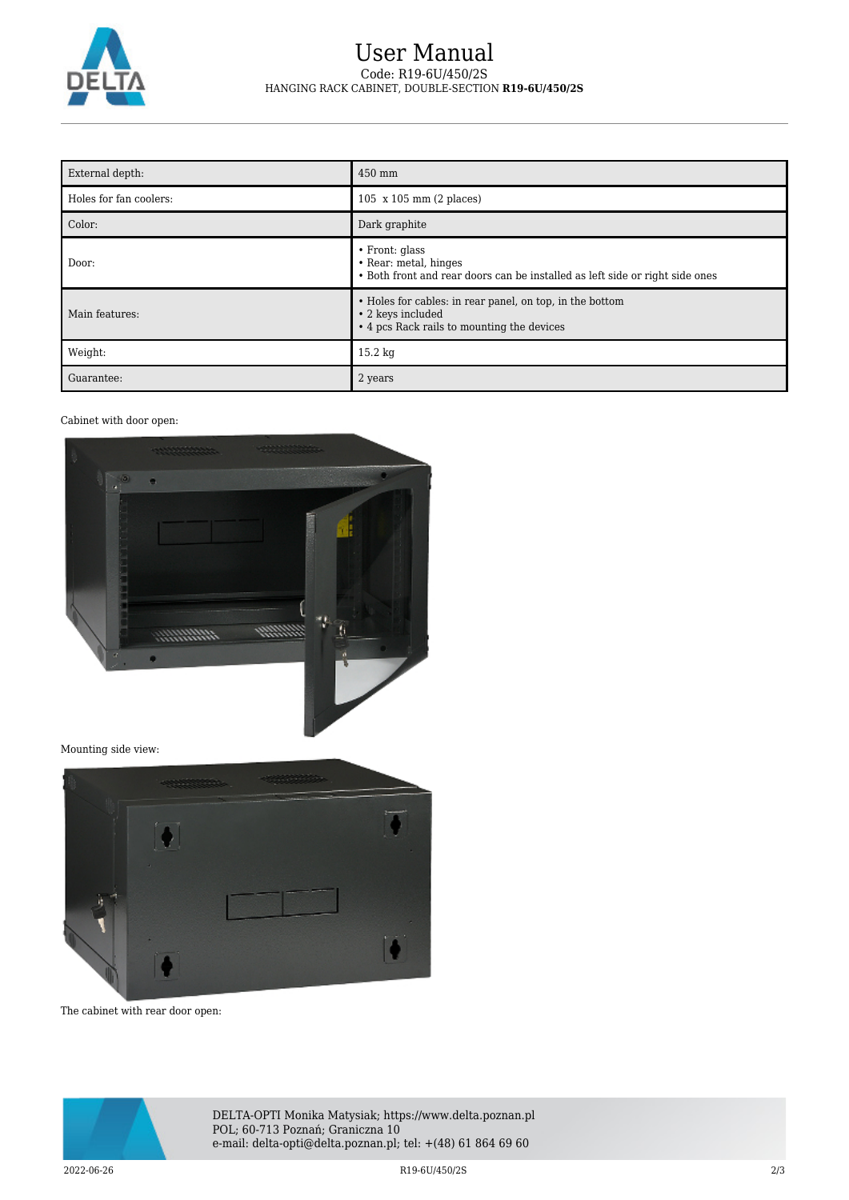| External depth: | 450 mm |
|---|---|
| Holes for fan coolers: | 105  x 105 mm (2 places) |
| Color: | Dark graphite |
| Door: | • Front: glass<br>• Rear: metal, hinges<br>• Both front and rear doors can be installed as left side or right side ones |
| Main features: | • Holes for cables: in rear panel, on top, in the bottom<br>• 2 keys included<br>• 4 pcs Rack rails to mounting the devices |
| Weight: | 15.2 kg |
| Guarantee: | 2 years |

Cabinet with door open:

Mounting side view:

The cabinet with rear door open: